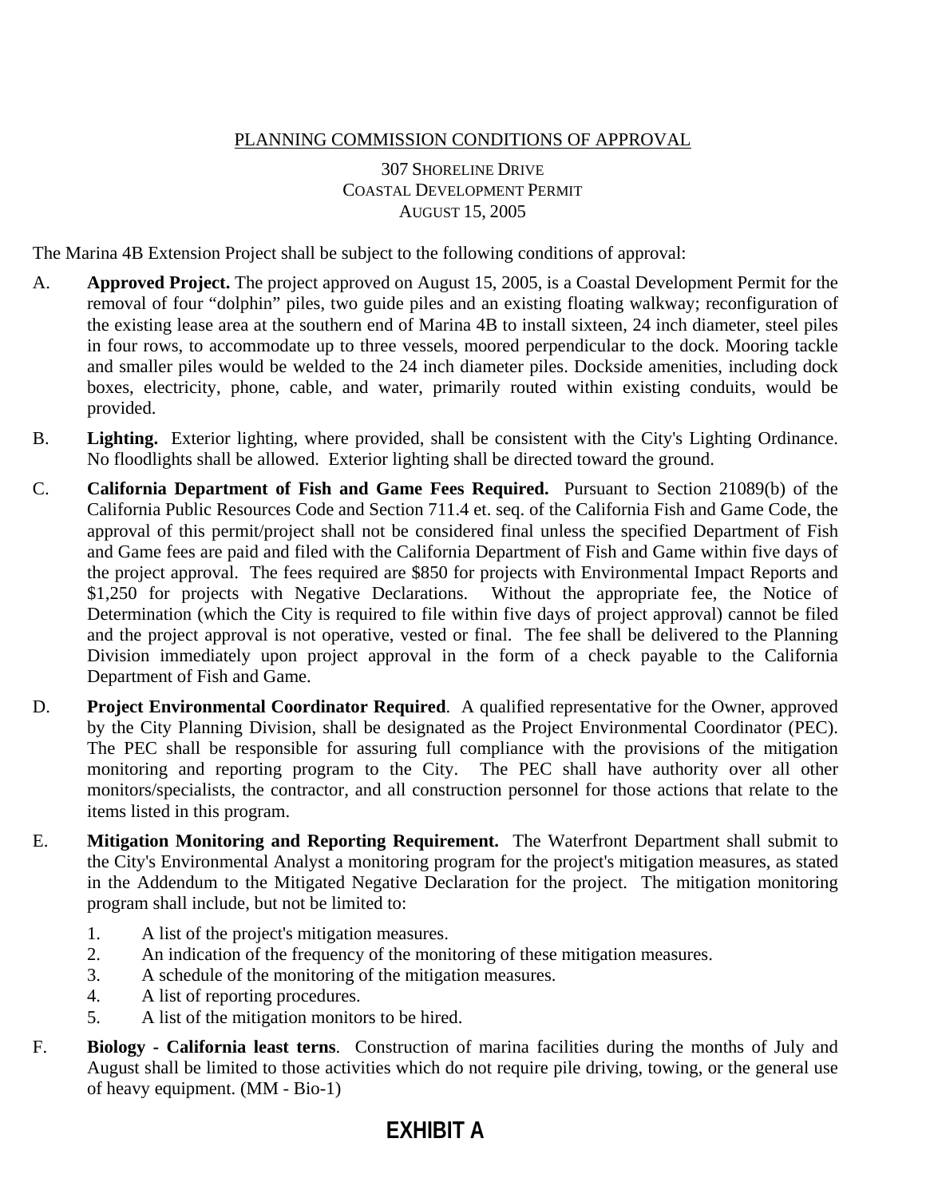# PLANNING COMMISSION CONDITIONS OF APPROVAL

307 SHORELINE DRIVE
COASTAL DEVELOPMENT PERMIT
AUGUST 15, 2005

The Marina 4B Extension Project shall be subject to the following conditions of approval:

A. **Approved Project.** The project approved on August 15, 2005, is a Coastal Development Permit for the removal of four "dolphin" piles, two guide piles and an existing floating walkway; reconfiguration of the existing lease area at the southern end of Marina 4B to install sixteen, 24 inch diameter, steel piles in four rows, to accommodate up to three vessels, moored perpendicular to the dock. Mooring tackle and smaller piles would be welded to the 24 inch diameter piles. Dockside amenities, including dock boxes, electricity, phone, cable, and water, primarily routed within existing conduits, would be provided.

B. **Lighting.** Exterior lighting, where provided, shall be consistent with the City's Lighting Ordinance. No floodlights shall be allowed. Exterior lighting shall be directed toward the ground.

C. **California Department of Fish and Game Fees Required.** Pursuant to Section 21089(b) of the California Public Resources Code and Section 711.4 et. seq. of the California Fish and Game Code, the approval of this permit/project shall not be considered final unless the specified Department of Fish and Game fees are paid and filed with the California Department of Fish and Game within five days of the project approval. The fees required are $850 for projects with Environmental Impact Reports and $1,250 for projects with Negative Declarations. Without the appropriate fee, the Notice of Determination (which the City is required to file within five days of project approval) cannot be filed and the project approval is not operative, vested or final. The fee shall be delivered to the Planning Division immediately upon project approval in the form of a check payable to the California Department of Fish and Game.

D. **Project Environmental Coordinator Required**. A qualified representative for the Owner, approved by the City Planning Division, shall be designated as the Project Environmental Coordinator (PEC). The PEC shall be responsible for assuring full compliance with the provisions of the mitigation monitoring and reporting program to the City. The PEC shall have authority over all other monitors/specialists, the contractor, and all construction personnel for those actions that relate to the items listed in this program.

E. **Mitigation Monitoring and Reporting Requirement.** The Waterfront Department shall submit to the City's Environmental Analyst a monitoring program for the project's mitigation measures, as stated in the Addendum to the Mitigated Negative Declaration for the project. The mitigation monitoring program shall include, but not be limited to:

   1. A list of the project's mitigation measures.
   2. An indication of the frequency of the monitoring of these mitigation measures.
   3. A schedule of the monitoring of the mitigation measures.
   4. A list of reporting procedures.
   5. A list of the mitigation monitors to be hired.

F. **Biology - California least terns**. Construction of marina facilities during the months of July and August shall be limited to those activities which do not require pile driving, towing, or the general use of heavy equipment. (MM - Bio-1)

**EXHIBIT A**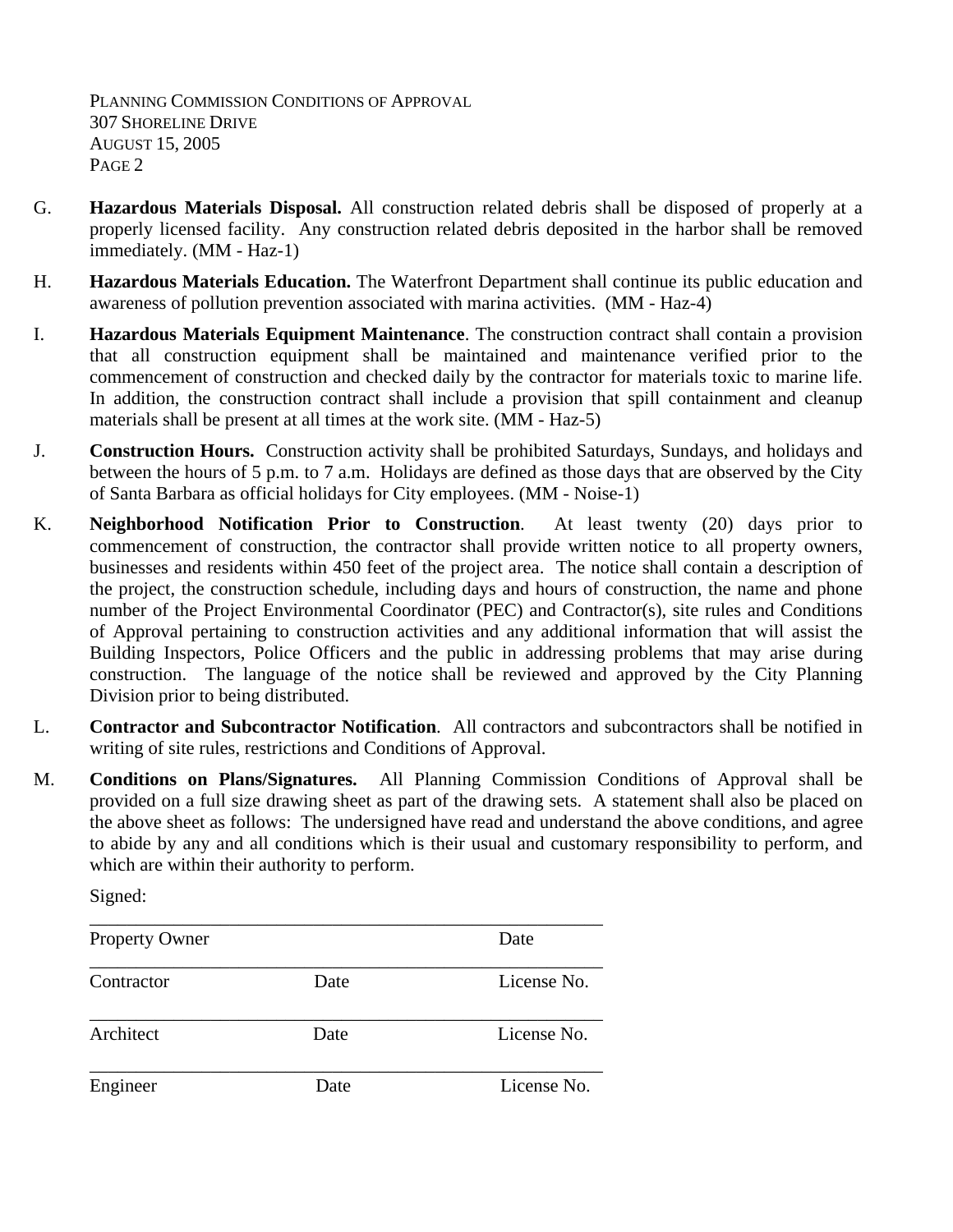G. **Hazardous Materials Disposal.** All construction related debris shall be disposed of properly at a properly licensed facility. Any construction related debris deposited in the harbor shall be removed immediately. (MM - Haz-1)

H. **Hazardous Materials Education.** The Waterfront Department shall continue its public education and awareness of pollution prevention associated with marina activities. (MM - Haz-4)

I. **Hazardous Materials Equipment Maintenance**. The construction contract shall contain a provision that all construction equipment shall be maintained and maintenance verified prior to the commencement of construction and checked daily by the contractor for materials toxic to marine life. In addition, the construction contract shall include a provision that spill containment and cleanup materials shall be present at all times at the work site. (MM - Haz-5)

J. **Construction Hours.** Construction activity shall be prohibited Saturdays, Sundays, and holidays and between the hours of 5 p.m. to 7 a.m. Holidays are defined as those days that are observed by the City of Santa Barbara as official holidays for City employees. (MM - Noise-1)

K. **Neighborhood Notification Prior to Construction**. At least twenty (20) days prior to commencement of construction, the contractor shall provide written notice to all property owners, businesses and residents within 450 feet of the project area. The notice shall contain a description of the project, the construction schedule, including days and hours of construction, the name and phone number of the Project Environmental Coordinator (PEC) and Contractor(s), site rules and Conditions of Approval pertaining to construction activities and any additional information that will assist the Building Inspectors, Police Officers and the public in addressing problems that may arise during construction. The language of the notice shall be reviewed and approved by the City Planning Division prior to being distributed.

L. **Contractor and Subcontractor Notification**. All contractors and subcontractors shall be notified in writing of site rules, restrictions and Conditions of Approval.

M. **Conditions on Plans/Signatures.** All Planning Commission Conditions of Approval shall be provided on a full size drawing sheet as part of the drawing sets. A statement shall also be placed on the above sheet as follows: The undersigned have read and understand the above conditions, and agree to abide by any and all conditions which is their usual and customary responsibility to perform, and which are within their authority to perform.

Signed:

\_\_\_\_\_\_\_\_\_\_\_\_\_\_\_\_\_\_\_\_\_\_\_\_\_\_\_\_\_\_\_\_\_\_\_\_\_\_\_\_\_\_\_\_\_\_\_\_
Property Owner Date

\_\_\_\_\_\_\_\_\_\_\_\_\_\_\_\_\_\_\_\_\_\_\_\_\_\_\_\_\_\_\_\_\_\_\_\_\_\_\_\_\_\_\_\_\_\_\_\_
Contractor Date License No.

\_\_\_\_\_\_\_\_\_\_\_\_\_\_\_\_\_\_\_\_\_\_\_\_\_\_\_\_\_\_\_\_\_\_\_\_\_\_\_\_\_\_\_\_\_\_\_\_
Architect Date License No.

\_\_\_\_\_\_\_\_\_\_\_\_\_\_\_\_\_\_\_\_\_\_\_\_\_\_\_\_\_\_\_\_\_\_\_\_\_\_\_\_\_\_\_\_\_\_\_\_
Engineer Date License No.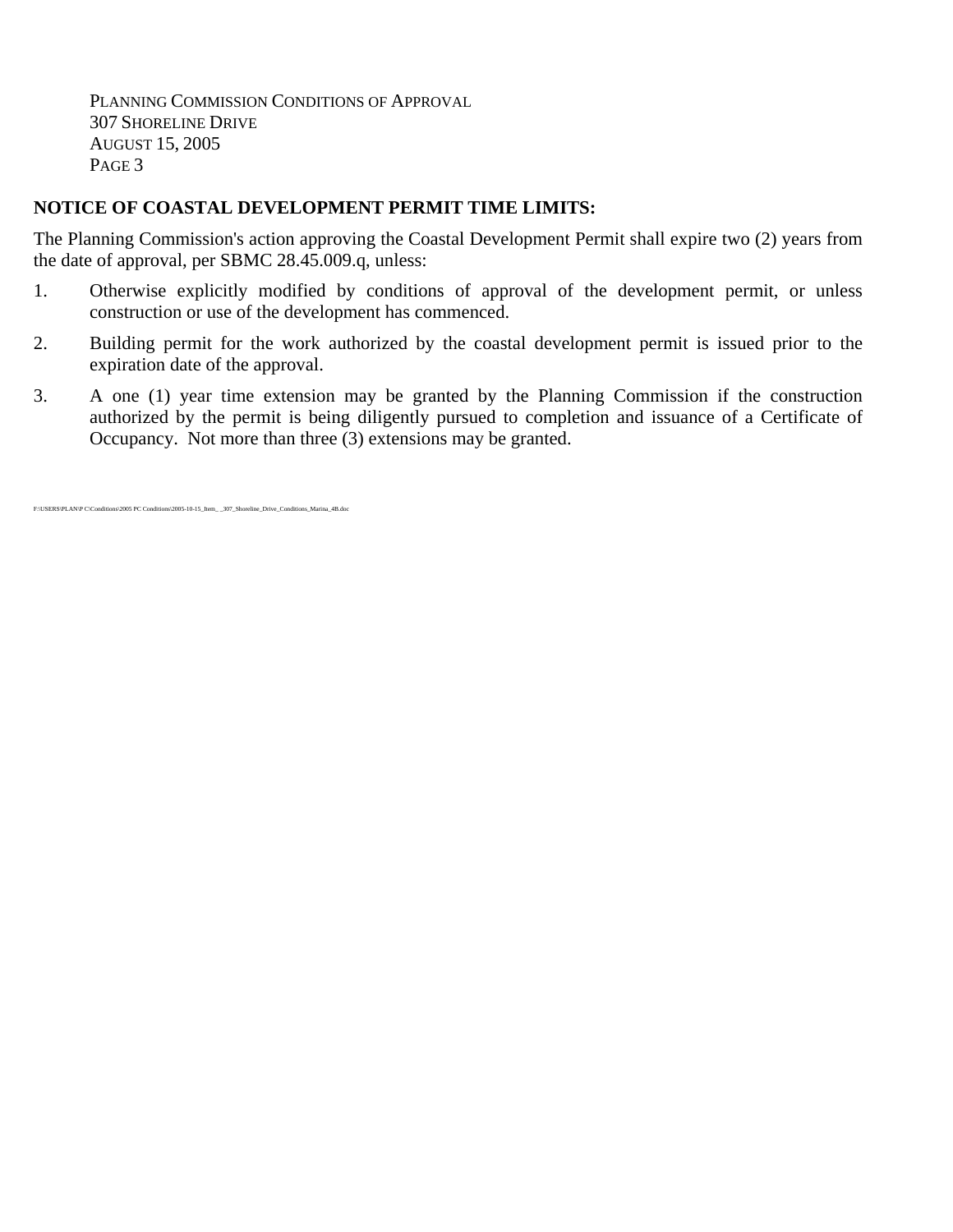## NOTICE OF COASTAL DEVELOPMENT PERMIT TIME LIMITS:

The Planning Commission's action approving the Coastal Development Permit shall expire two (2) years from the date of approval, per SBMC 28.45.009.q, unless:

1. Otherwise explicitly modified by conditions of approval of the development permit, or unless construction or use of the development has commenced.
2. Building permit for the work authorized by the coastal development permit is issued prior to the expiration date of the approval.
3. A one (1) year time extension may be granted by the Planning Commission if the construction authorized by the permit is being diligently pursued to completion and issuance of a Certificate of Occupancy. Not more than three (3) extensions may be granted.